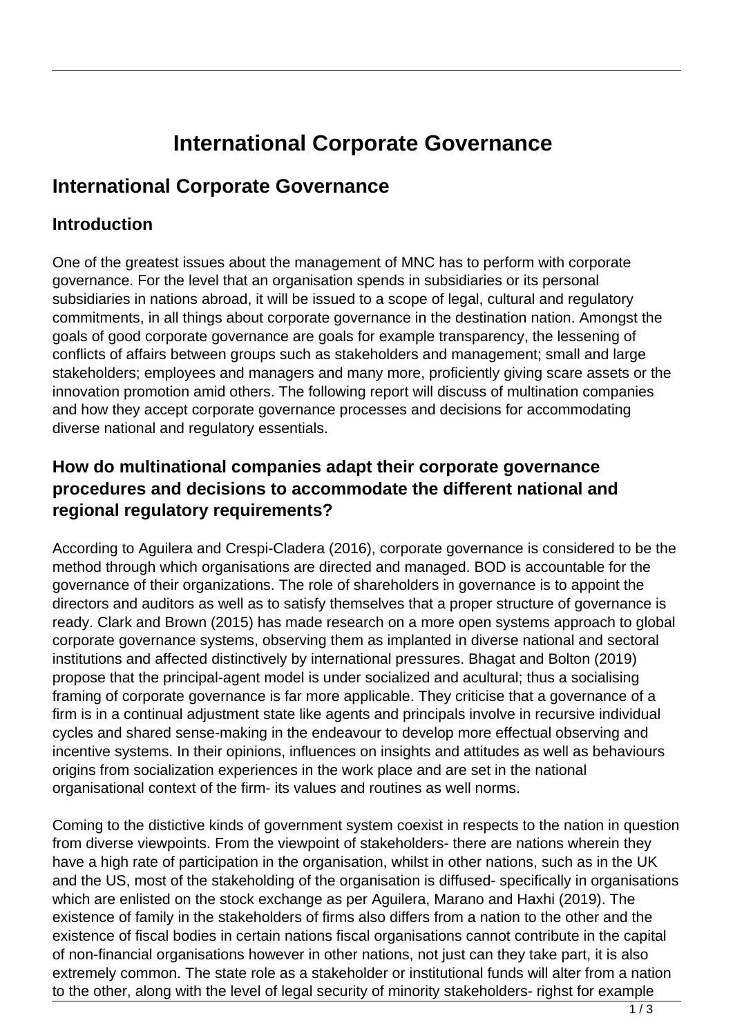# International Corporate Governance

## International Corporate Governance

### Introduction

One of the greatest issues about the management of MNC has to perform with corporate governance. For the level that an organisation spends in subsidiaries or its personal subsidiaries in nations abroad, it will be issued to a scope of legal, cultural and regulatory commitments, in all things about corporate governance in the destination nation. Amongst the goals of good corporate governance are goals for example transparency, the lessening of conflicts of affairs between groups such as stakeholders and management; small and large stakeholders; employees and managers and many more, proficiently giving scare assets or the innovation promotion amid others. The following report will discuss of multination companies and how they accept corporate governance processes and decisions for accommodating diverse national and regulatory essentials.

### How do multinational companies adapt their corporate governance procedures and decisions to accommodate the different national and regional regulatory requirements?

According to Aguilera and Crespi-Cladera (2016), corporate governance is considered to be the method through which organisations are directed and managed. BOD is accountable for the governance of their organizations. The role of shareholders in governance is to appoint the directors and auditors as well as to satisfy themselves that a proper structure of governance is ready. Clark and Brown (2015) has made research on a more open systems approach to global corporate governance systems, observing them as implanted in diverse national and sectoral institutions and affected distinctively by international pressures. Bhagat and Bolton (2019) propose that the principal-agent model is under socialized and acultural; thus a socialising framing of corporate governance is far more applicable. They criticise that a governance of a firm is in a continual adjustment state like agents and principals involve in recursive individual cycles and shared sense-making in the endeavour to develop more effectual observing and incentive systems. In their opinions, influences on insights and attitudes as well as behaviours origins from socialization experiences in the work place and are set in the national organisational context of the firm- its values and routines as well norms.

Coming to the distictive kinds of government system coexist in respects to the nation in question from diverse viewpoints. From the viewpoint of stakeholders- there are nations wherein they have a high rate of participation in the organisation, whilst in other nations, such as in the UK and the US, most of the stakeholding of the organisation is diffused- specifically in organisations which are enlisted on the stock exchange as per Aguilera, Marano and Haxhi (2019). The existence of family in the stakeholders of firms also differs from a nation to the other and the existence of fiscal bodies in certain nations fiscal organisations cannot contribute in the capital of non-financial organisations however in other nations, not just can they take part, it is also extremely common. The state role as a stakeholder or institutional funds will alter from a nation to the other, along with the level of legal security of minority stakeholders- righst for example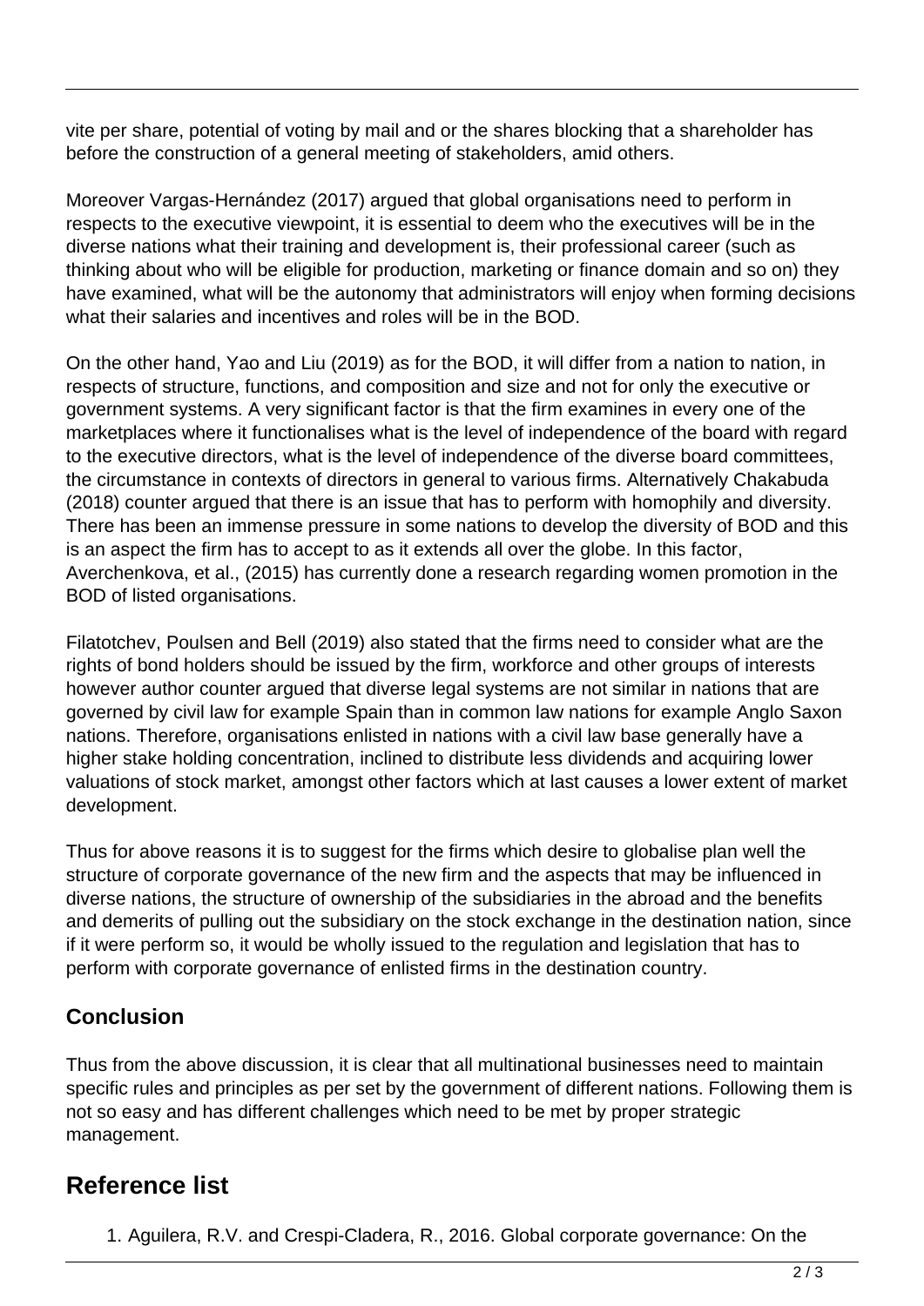vite per share, potential of voting by mail and or the shares blocking that a shareholder has before the construction of a general meeting of stakeholders, amid others.

Moreover Vargas-Hernández (2017) argued that global organisations need to perform in respects to the executive viewpoint, it is essential to deem who the executives will be in the diverse nations what their training and development is, their professional career (such as thinking about who will be eligible for production, marketing or finance domain and so on) they have examined, what will be the autonomy that administrators will enjoy when forming decisions what their salaries and incentives and roles will be in the BOD.

On the other hand, Yao and Liu (2019) as for the BOD, it will differ from a nation to nation, in respects of structure, functions, and composition and size and not for only the executive or government systems. A very significant factor is that the firm examines in every one of the marketplaces where it functionalises what is the level of independence of the board with regard to the executive directors, what is the level of independence of the diverse board committees, the circumstance in contexts of directors in general to various firms. Alternatively Chakabuda (2018) counter argued that there is an issue that has to perform with homophily and diversity. There has been an immense pressure in some nations to develop the diversity of BOD and this is an aspect the firm has to accept to as it extends all over the globe. In this factor, Averchenkova, et al., (2015) has currently done a research regarding women promotion in the BOD of listed organisations.

Filatotchev, Poulsen and Bell (2019) also stated that the firms need to consider what are the rights of bond holders should be issued by the firm, workforce and other groups of interests however author counter argued that diverse legal systems are not similar in nations that are governed by civil law for example Spain than in common law nations for example Anglo Saxon nations. Therefore, organisations enlisted in nations with a civil law base generally have a higher stake holding concentration, inclined to distribute less dividends and acquiring lower valuations of stock market, amongst other factors which at last causes a lower extent of market development.

Thus for above reasons it is to suggest for the firms which desire to globalise plan well the structure of corporate governance of the new firm and the aspects that may be influenced in diverse nations, the structure of ownership of the subsidiaries in the abroad and the benefits and demerits of pulling out the subsidiary on the stock exchange in the destination nation, since if it were perform so, it would be wholly issued to the regulation and legislation that has to perform with corporate governance of enlisted firms in the destination country.

### Conclusion

Thus from the above discussion, it is clear that all multinational businesses need to maintain specific rules and principles as per set by the government of different nations. Following them is not so easy and has different challenges which need to be met by proper strategic management.

## Reference list

1. Aguilera, R.V. and Crespi-Cladera, R., 2016. Global corporate governance: On the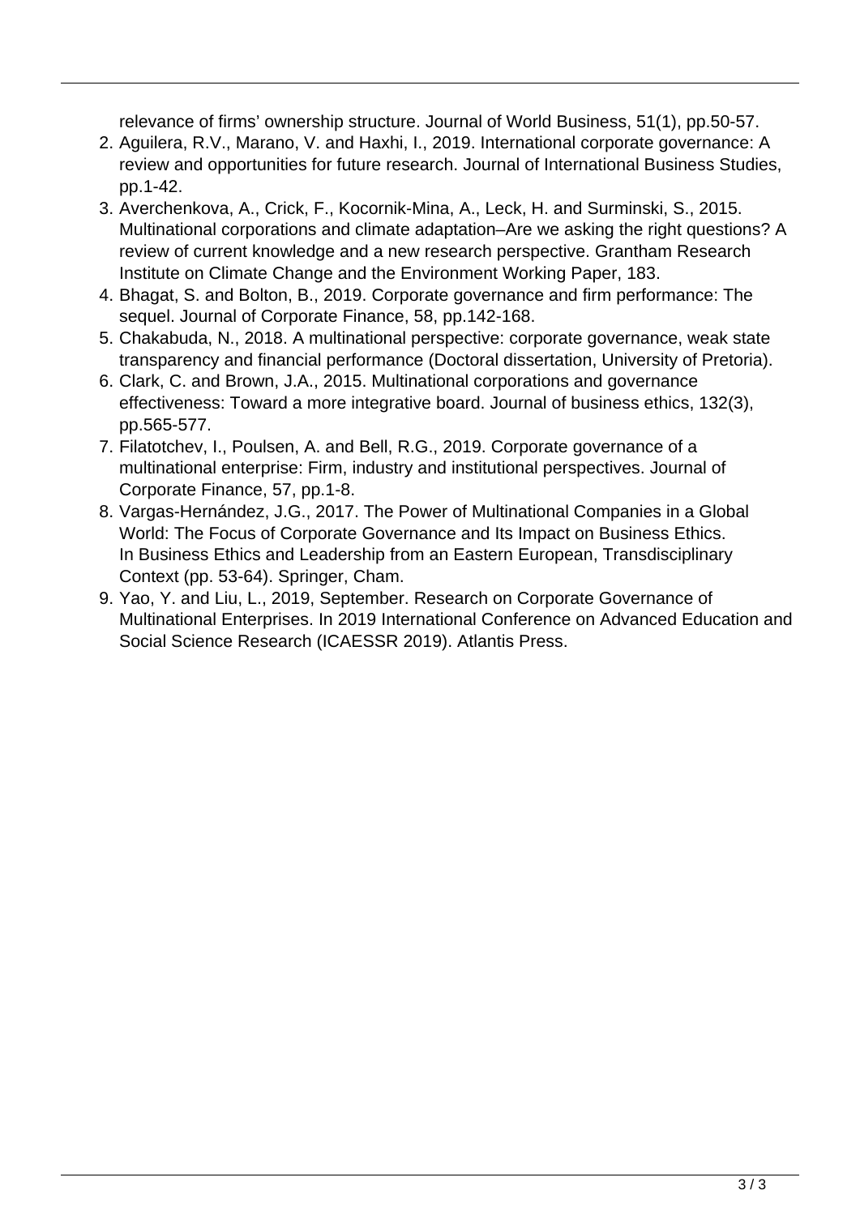relevance of firms' ownership structure. Journal of World Business, 51(1), pp.50-57.

2. Aguilera, R.V., Marano, V. and Haxhi, I., 2019. International corporate governance: A review and opportunities for future research. Journal of International Business Studies, pp.1-42.
3. Averchenkova, A., Crick, F., Kocornik-Mina, A., Leck, H. and Surminski, S., 2015. Multinational corporations and climate adaptation–Are we asking the right questions? A review of current knowledge and a new research perspective. Grantham Research Institute on Climate Change and the Environment Working Paper, 183.
4. Bhagat, S. and Bolton, B., 2019. Corporate governance and firm performance: The sequel. Journal of Corporate Finance, 58, pp.142-168.
5. Chakabuda, N., 2018. A multinational perspective: corporate governance, weak state transparency and financial performance (Doctoral dissertation, University of Pretoria).
6. Clark, C. and Brown, J.A., 2015. Multinational corporations and governance effectiveness: Toward a more integrative board. Journal of business ethics, 132(3), pp.565-577.
7. Filatotchev, I., Poulsen, A. and Bell, R.G., 2019. Corporate governance of a multinational enterprise: Firm, industry and institutional perspectives. Journal of Corporate Finance, 57, pp.1-8.
8. Vargas-Hernández, J.G., 2017. The Power of Multinational Companies in a Global World: The Focus of Corporate Governance and Its Impact on Business Ethics. In Business Ethics and Leadership from an Eastern European, Transdisciplinary Context (pp. 53-64). Springer, Cham.
9. Yao, Y. and Liu, L., 2019, September. Research on Corporate Governance of Multinational Enterprises. In 2019 International Conference on Advanced Education and Social Science Research (ICAESSR 2019). Atlantis Press.